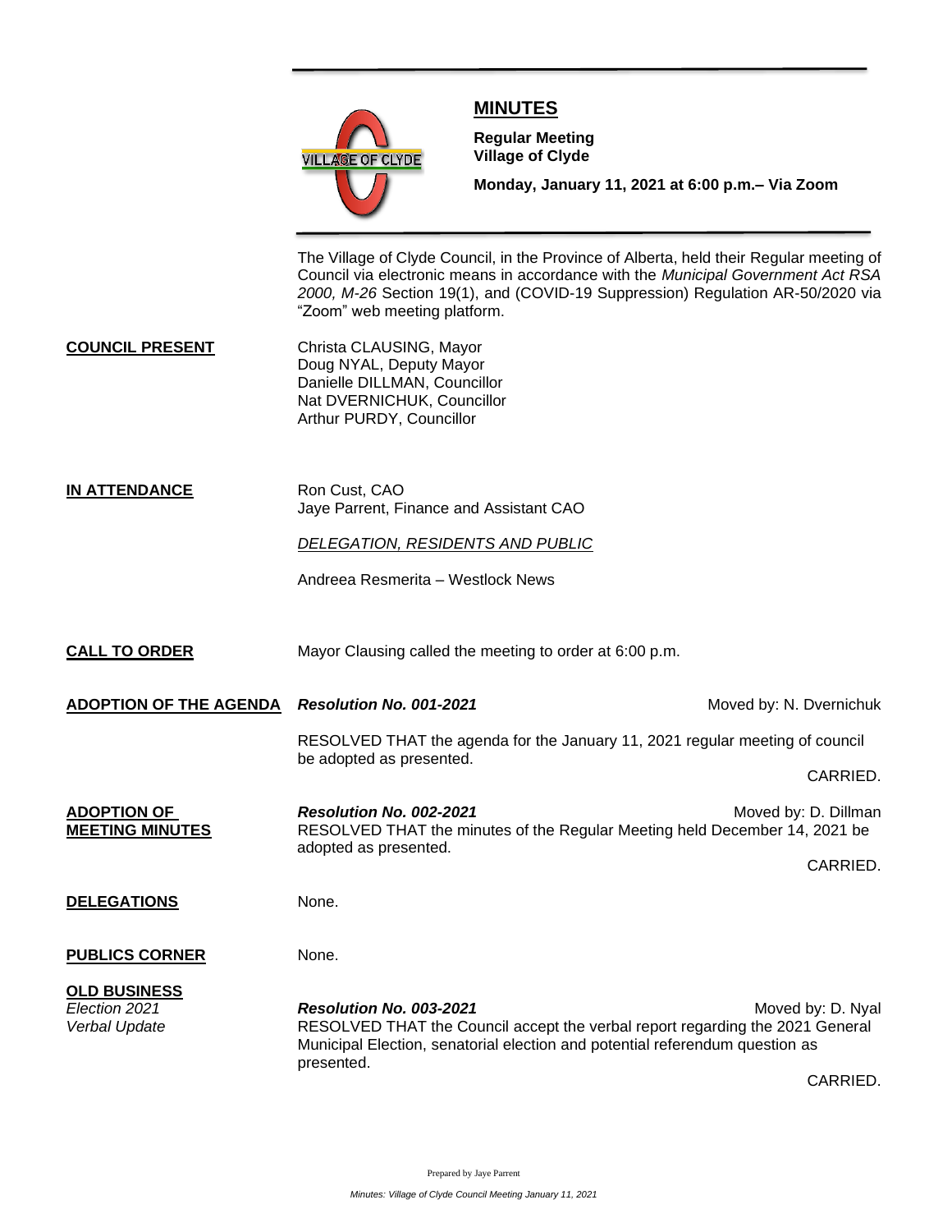# MINUTES

**Regular Meeting**
**Village of Clyde**

**Monday, January 11, 2021 at 6:00 p.m.– Via Zoom**

The Village of Clyde Council, in the Province of Alberta, held their Regular meeting of Council via electronic means in accordance with the *Municipal Government Act RSA 2000, M-26* Section 19(1), and (COVID-19 Suppression) Regulation AR-50/2020 via "Zoom" web meeting platform.

**COUNCIL PRESENT**

Christa CLAUSING, Mayor
Doug NYAL, Deputy Mayor
Danielle DILLMAN, Councillor
Nat DVERNICHUK, Councillor
Arthur PURDY, Councillor

**IN ATTENDANCE**

Ron Cust, CAO
Jaye Parrent, Finance and Assistant CAO

*DELEGATION, RESIDENTS AND PUBLIC*

Andreea Resmerita – Westlock News

**CALL TO ORDER**

Mayor Clausing called the meeting to order at 6:00 p.m.

**ADOPTION OF THE AGENDA**

***Resolution No. 001-2021*** — Moved by: N. Dvernichuk

RESOLVED THAT the agenda for the January 11, 2021 regular meeting of council be adopted as presented.

CARRIED.

**ADOPTION OF MEETING MINUTES**

***Resolution No. 002-2021*** — Moved by: D. Dillman

RESOLVED THAT the minutes of the Regular Meeting held December 14, 2021 be adopted as presented.

CARRIED.

**DELEGATIONS**

None.

**PUBLICS CORNER**

None.

**OLD BUSINESS**

*Election 2021*
*Verbal Update*

***Resolution No. 003-2021*** — Moved by: D. Nyal

RESOLVED THAT the Council accept the verbal report regarding the 2021 General Municipal Election, senatorial election and potential referendum question as presented.

CARRIED.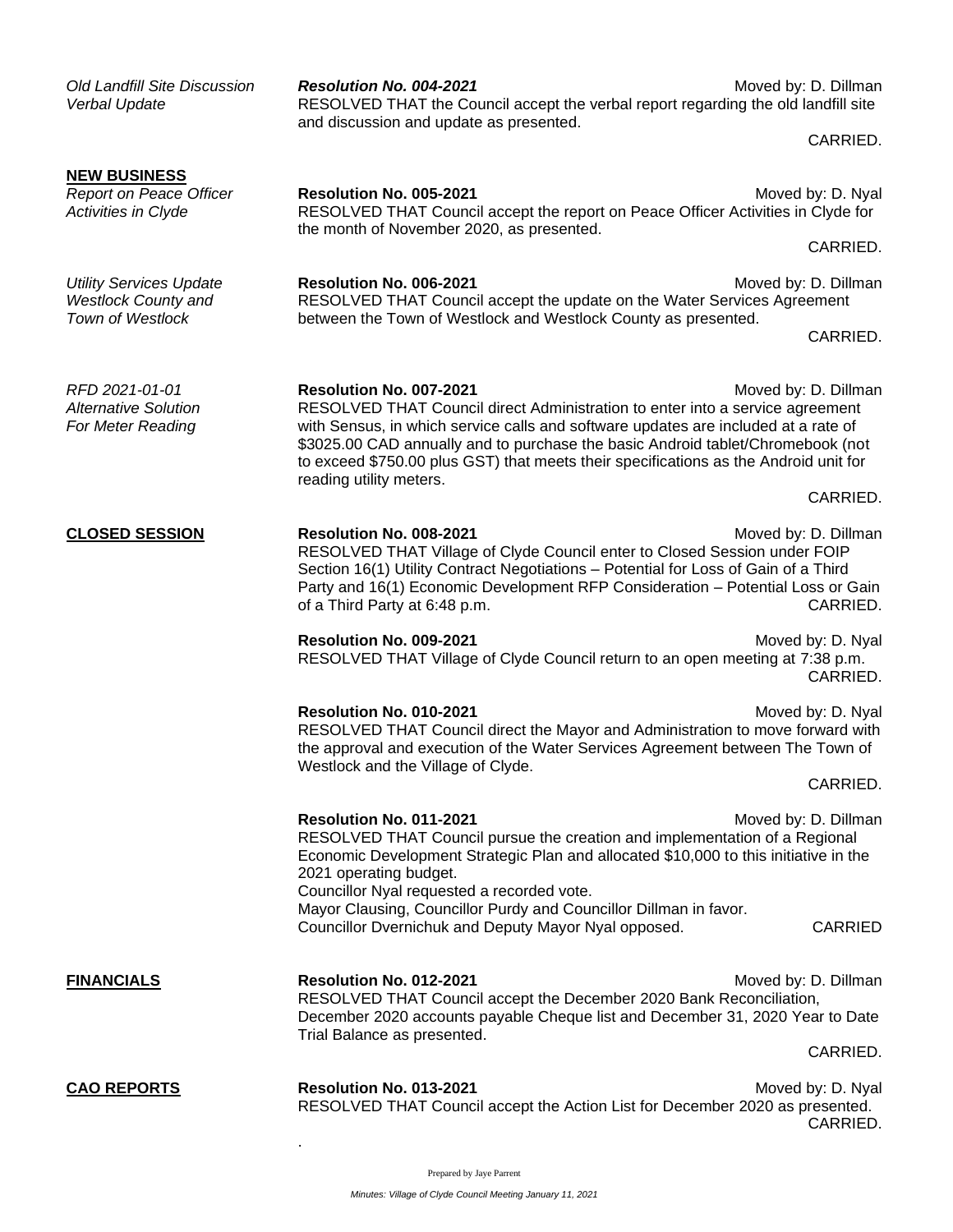*Old Landfill Site Discussion Verbal Update*

***Resolution No. 004-2021*** Moved by: D. Dillman

RESOLVED THAT the Council accept the verbal report regarding the old landfill site and discussion and update as presented.

CARRIED.

**NEW BUSINESS**

*Report on Peace Officer Activities in Clyde*

**Resolution No. 005-2021** Moved by: D. Nyal

RESOLVED THAT Council accept the report on Peace Officer Activities in Clyde for the month of November 2020, as presented.

CARRIED.

*Utility Services Update Westlock County and Town of Westlock*

**Resolution No. 006-2021** Moved by: D. Dillman

RESOLVED THAT Council accept the update on the Water Services Agreement between the Town of Westlock and Westlock County as presented.

CARRIED.

*RFD 2021-01-01 Alternative Solution For Meter Reading*

**Resolution No. 007-2021** Moved by: D. Dillman

RESOLVED THAT Council direct Administration to enter into a service agreement with Sensus, in which service calls and software updates are included at a rate of $3025.00 CAD annually and to purchase the basic Android tablet/Chromebook (not to exceed $750.00 plus GST) that meets their specifications as the Android unit for reading utility meters.

CARRIED.

**CLOSED SESSION**

**Resolution No. 008-2021** Moved by: D. Dillman

RESOLVED THAT Village of Clyde Council enter to Closed Session under FOIP Section 16(1) Utility Contract Negotiations – Potential for Loss of Gain of a Third Party and 16(1) Economic Development RFP Consideration – Potential Loss or Gain of a Third Party at 6:48 p.m. CARRIED.

**Resolution No. 009-2021** Moved by: D. Nyal

RESOLVED THAT Village of Clyde Council return to an open meeting at 7:38 p.m. CARRIED.

**Resolution No. 010-2021** Moved by: D. Nyal

RESOLVED THAT Council direct the Mayor and Administration to move forward with the approval and execution of the Water Services Agreement between The Town of Westlock and the Village of Clyde.

CARRIED.

**Resolution No. 011-2021** Moved by: D. Dillman

RESOLVED THAT Council pursue the creation and implementation of a Regional Economic Development Strategic Plan and allocated $10,000 to this initiative in the 2021 operating budget.
Councillor Nyal requested a recorded vote.
Mayor Clausing, Councillor Purdy and Councillor Dillman in favor.
Councillor Dvernichuk and Deputy Mayor Nyal opposed. CARRIED

**FINANCIALS**

**Resolution No. 012-2021** Moved by: D. Dillman

RESOLVED THAT Council accept the December 2020 Bank Reconciliation, December 2020 accounts payable Cheque list and December 31, 2020 Year to Date Trial Balance as presented.

CARRIED.

**CAO REPORTS**

**Resolution No. 013-2021** Moved by: D. Nyal

RESOLVED THAT Council accept the Action List for December 2020 as presented.
CARRIED.

.

Prepared by Jaye Parrent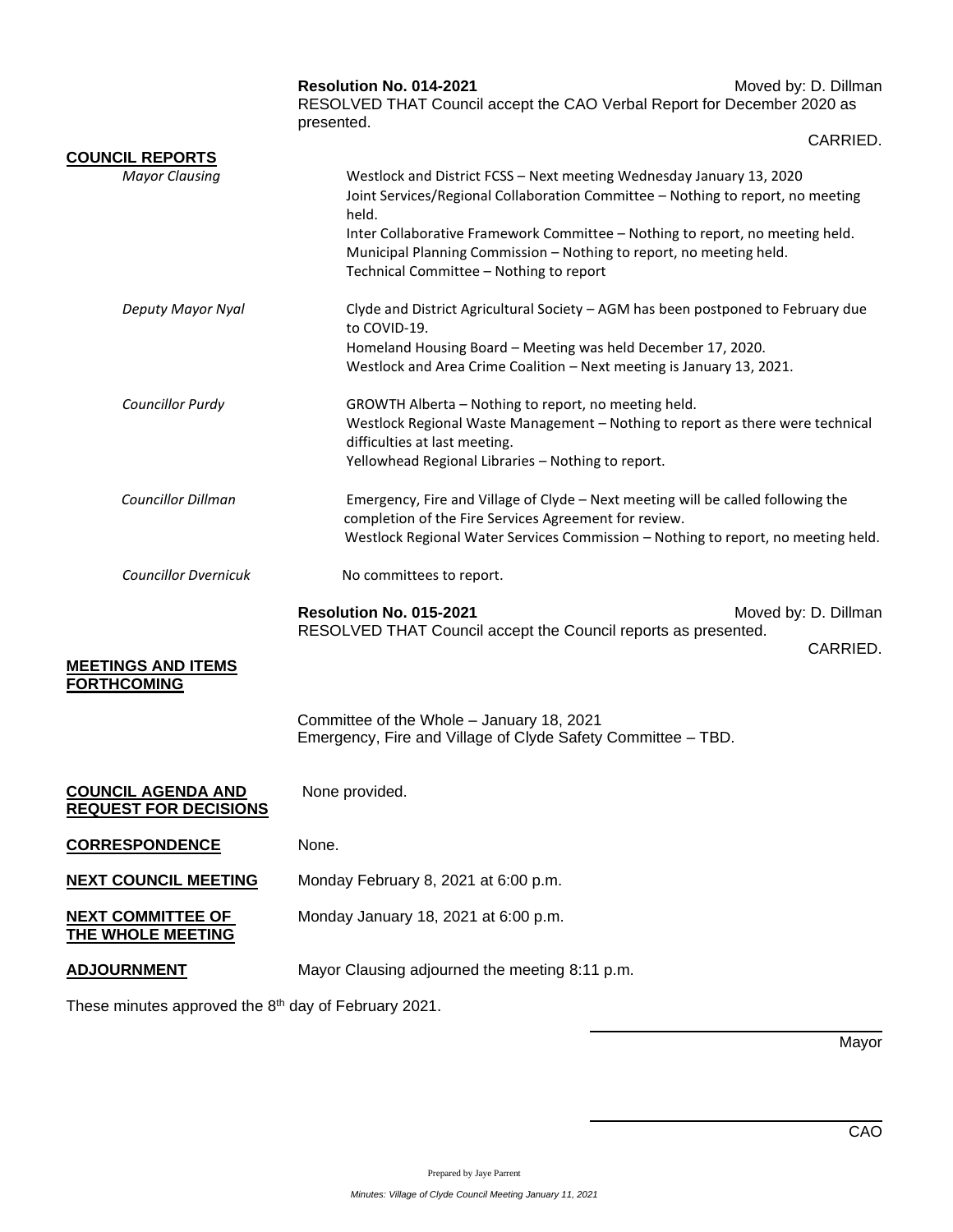**Resolution No. 014-2021** Moved by: D. Dillman

RESOLVED THAT Council accept the CAO Verbal Report for December 2020 as presented.

CARRIED.

**COUNCIL REPORTS**

*Mayor Clausing*

Westlock and District FCSS – Next meeting Wednesday January 13, 2020
Joint Services/Regional Collaboration Committee – Nothing to report, no meeting held.
Inter Collaborative Framework Committee – Nothing to report, no meeting held.
Municipal Planning Commission – Nothing to report, no meeting held.
Technical Committee – Nothing to report

*Deputy Mayor Nyal*

Clyde and District Agricultural Society – AGM has been postponed to February due to COVID-19.
Homeland Housing Board – Meeting was held December 17, 2020.
Westlock and Area Crime Coalition – Next meeting is January 13, 2021.

*Councillor Purdy*

GROWTH Alberta – Nothing to report, no meeting held.
Westlock Regional Waste Management – Nothing to report as there were technical difficulties at last meeting.
Yellowhead Regional Libraries – Nothing to report.

*Councillor Dillman*

Emergency, Fire and Village of Clyde – Next meeting will be called following the completion of the Fire Services Agreement for review.
Westlock Regional Water Services Commission – Nothing to report, no meeting held.

*Councillor Dvernicuk*

No committees to report.

**Resolution No. 015-2021** Moved by: D. Dillman

RESOLVED THAT Council accept the Council reports as presented.

CARRIED.

**MEETINGS AND ITEMS FORTHCOMING**

Committee of the Whole – January 18, 2021
Emergency, Fire and Village of Clyde Safety Committee – TBD.

**COUNCIL AGENDA AND REQUEST FOR DECISIONS**

None provided.

**CORRESPONDENCE**

None.

**NEXT COUNCIL MEETING**

Monday February 8, 2021 at 6:00 p.m.

**NEXT COMMITTEE OF THE WHOLE MEETING**

Monday January 18, 2021 at 6:00 p.m.

**ADJOURNMENT**

Mayor Clausing adjourned the meeting 8:11 p.m.

These minutes approved the 8th day of February 2021.

Mayor

CAO

Prepared by Jaye Parrent